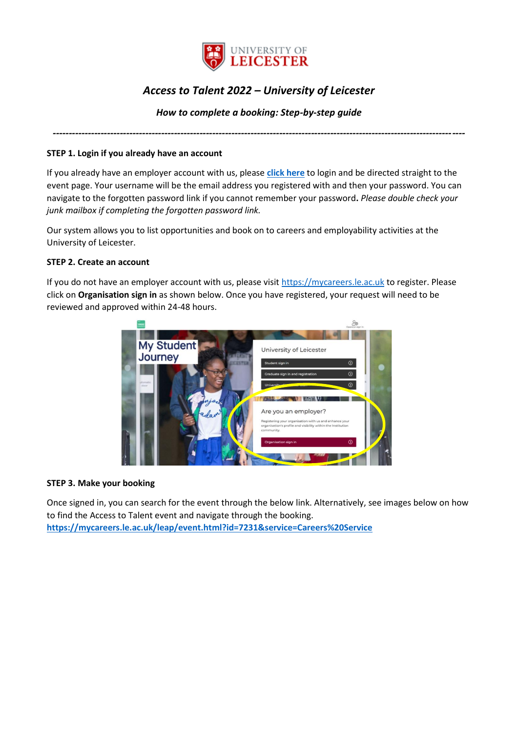# Access to Talent 2022 – University of Leicester

## *How to complete a booking: Step-by-step guide*

---

**STEP 1. Login if you already have an account**

If you already have an employer account with us, please **click here** to login and be directed straight to the event page. Your username will be the email address you registered with and then your password. You can navigate to the forgotten password link if you cannot remember your password**.** *Please double check your junk mailbox if completing the forgotten password link.*

Our system allows you to list opportunities and book on to careers and employability activities at the University of Leicester.

**STEP 2. Create an account**

If you do not have an employer account with us, please visit https://mycareers.le.ac.uk to register. Please click on **Organisation sign in** as shown below. Once you have registered, your request will need to be reviewed and approved within 24-48 hours.

**STEP 3. Make your booking**

Once signed in, you can search for the event through the below link. Alternatively, see images below on how to find the Access to Talent event and navigate through the booking.
**https://mycareers.le.ac.uk/leap/event.html?id=7231&service=Careers%20Service**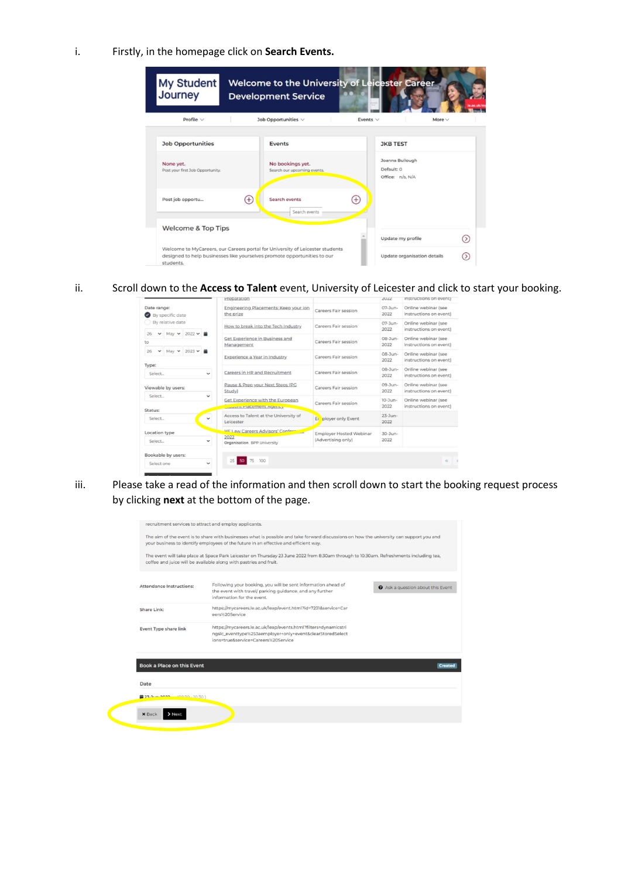i. Firstly, in the homepage click on **Search Events.**

ii. Scroll down to the **Access to Talent** event, University of Leicester and click to start your booking.

iii. Please take a read of the information and then scroll down to start the booking request process by clicking **next** at the bottom of the page.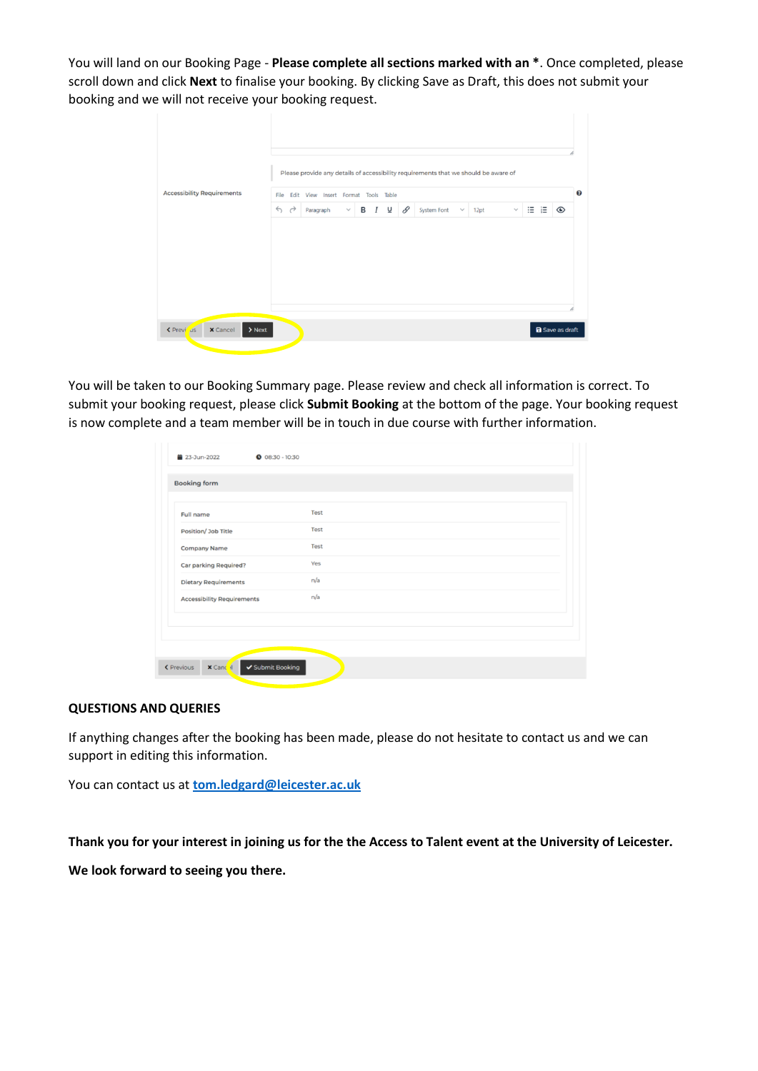You will land on our Booking Page - **Please complete all sections marked with an \***. Once completed, please scroll down and click **Next** to finalise your booking. By clicking Save as Draft, this does not submit your booking and we will not receive your booking request.

You will be taken to our Booking Summary page. Please review and check all information is correct. To submit your booking request, please click **Submit Booking** at the bottom of the page. Your booking request is now complete and a team member will be in touch in due course with further information.

**QUESTIONS AND QUERIES**

If anything changes after the booking has been made, please do not hesitate to contact us and we can support in editing this information.

You can contact us at [tom.ledgard@leicester.ac.uk](mailto:tom.ledgard@leicester.ac.uk)

**Thank you for your interest in joining us for the the Access to Talent event at the University of Leicester.**

**We look forward to seeing you there.**